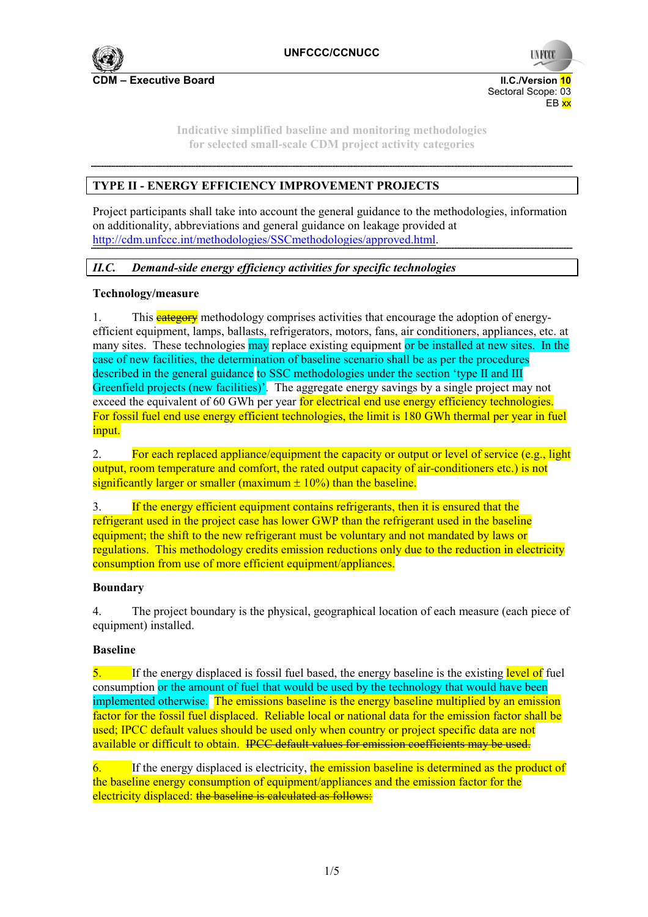**CDM – Executive Board**

II.C./Version 10
Sectoral Scope: 03
EB xx

Indicative simplified baseline and monitoring methodologies
for selected small-scale CDM project activity categories

## TYPE II - ENERGY EFFICIENCY IMPROVEMENT PROJECTS

Project participants shall take into account the general guidance to the methodologies, information on additionality, abbreviations and general guidance on leakage provided at http://cdm.unfccc.int/methodologies/SSCmethodologies/approved.html.

### *II.C. Demand-side energy efficiency activities for specific technologies*

**Technology/measure**

1. This ~~category~~ methodology comprises activities that encourage the adoption of energy-efficient equipment, lamps, ballasts, refrigerators, motors, fans, air conditioners, appliances, etc. at many sites. These technologies may replace existing equipment or be installed at new sites. In the case of new facilities, the determination of baseline scenario shall be as per the procedures described in the general guidance to SSC methodologies under the section 'type II and III Greenfield projects (new facilities)'. The aggregate energy savings by a single project may not exceed the equivalent of 60 GWh per year for electrical end use energy efficiency technologies. For fossil fuel end use energy efficient technologies, the limit is 180 GWh thermal per year in fuel input.

2. For each replaced appliance/equipment the capacity or output or level of service (e.g., light output, room temperature and comfort, the rated output capacity of air-conditioners etc.) is not significantly larger or smaller (maximum ± 10%) than the baseline.

3. If the energy efficient equipment contains refrigerants, then it is ensured that the refrigerant used in the project case has lower GWP than the refrigerant used in the baseline equipment; the shift to the new refrigerant must be voluntary and not mandated by laws or regulations. This methodology credits emission reductions only due to the reduction in electricity consumption from use of more efficient equipment/appliances.

**Boundary**

4. The project boundary is the physical, geographical location of each measure (each piece of equipment) installed.

**Baseline**

5. If the energy displaced is fossil fuel based, the energy baseline is the existing level of fuel consumption or the amount of fuel that would be used by the technology that would have been implemented otherwise. The emissions baseline is the energy baseline multiplied by an emission factor for the fossil fuel displaced. Reliable local or national data for the emission factor shall be used; IPCC default values should be used only when country or project specific data are not available or difficult to obtain. ~~IPCC default values for emission coefficients may be used.~~

6. If the energy displaced is electricity, the emission baseline is determined as the product of the baseline energy consumption of equipment/appliances and the emission factor for the electricity displaced: ~~the baseline is calculated as follows:~~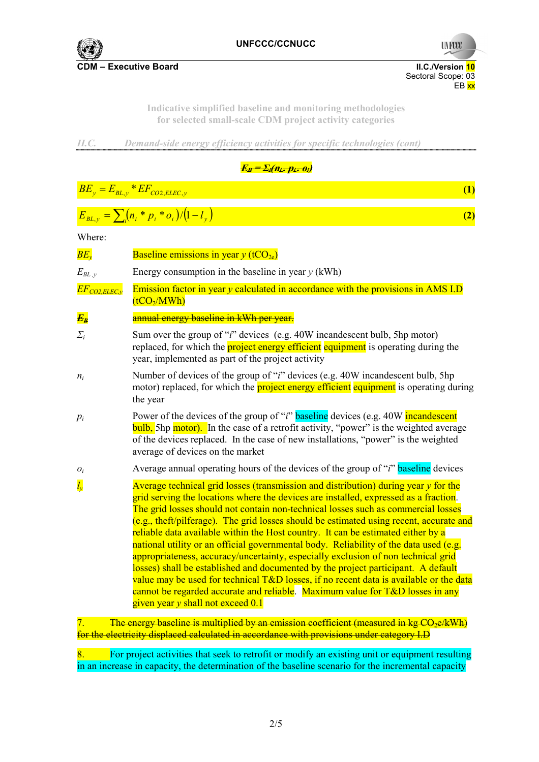Indicative simplified baseline and monitoring methodologies
for selected small-scale CDM project activity categories

*II.C. Demand-side energy efficiency activities for specific technologies (cont)*

~~$E_B = \Sigma_i(n_i \cdot p_i \cdot o_i)$~~

$$BE_y = E_{BL,y} * EF_{CO2,ELEC,y} \quad (1)$$

$$E_{BL,y} = \sum_i (n_i * p_i * o_i)/(1 - l_y) \quad (2)$$

Where:

| | |
|---|---|
| $BE_y$ | Baseline emissions in year *y* ($tCO_{2e}$) |
| $E_{BL,y}$ | Energy consumption in the baseline in year *y* (kWh) |
| $EF_{CO2,ELEC,y}$ | Emission factor in year *y* calculated in accordance with the provisions in AMS I.D ($tCO_2$/MWh) |
| ~~$E_B$~~ | ~~annual energy baseline in kWh per year.~~ |
| $\Sigma_i$ | Sum over the group of "*i*" devices (e.g. 40W incandescent bulb, 5hp motor) replaced, for which the project energy efficient equipment is operating during the year, implemented as part of the project activity |
| $n_i$ | Number of devices of the group of "*i*" devices (e.g. 40W incandescent bulb, 5hp motor) replaced, for which the project energy efficient equipment is operating during the year |
| $p_i$ | Power of the devices of the group of "*i*" baseline devices (e.g. 40W incandescent bulb, 5hp motor). In the case of a retrofit activity, "power" is the weighted average of the devices replaced. In the case of new installations, "power" is the weighted average of devices on the market |
| $o_i$ | Average annual operating hours of the devices of the group of "*i*" baseline devices |
| $l_y$ | Average technical grid losses (transmission and distribution) during year *y* for the grid serving the locations where the devices are installed, expressed as a fraction. The grid losses should not contain non-technical losses such as commercial losses (e.g., theft/pilferage). The grid losses should be estimated using recent, accurate and reliable data available within the Host country. It can be estimated either by a national utility or an official governmental body. Reliability of the data used (e.g. appropriateness, accuracy/uncertainty, especially exclusion of non technical grid losses) shall be established and documented by the project participant. A default value may be used for technical T&D losses, if no recent data is available or the data cannot be regarded accurate and reliable. Maximum value for T&D losses in any given year *y* shall not exceed 0.1 |

7. ~~The energy baseline is multiplied by an emission coefficient (measured in kg $CO_2e$/kWh) for the electricity displaced calculated in accordance with provisions under category I.D~~

8. For project activities that seek to retrofit or modify an existing unit or equipment resulting in an increase in capacity, the determination of the baseline scenario for the incremental capacity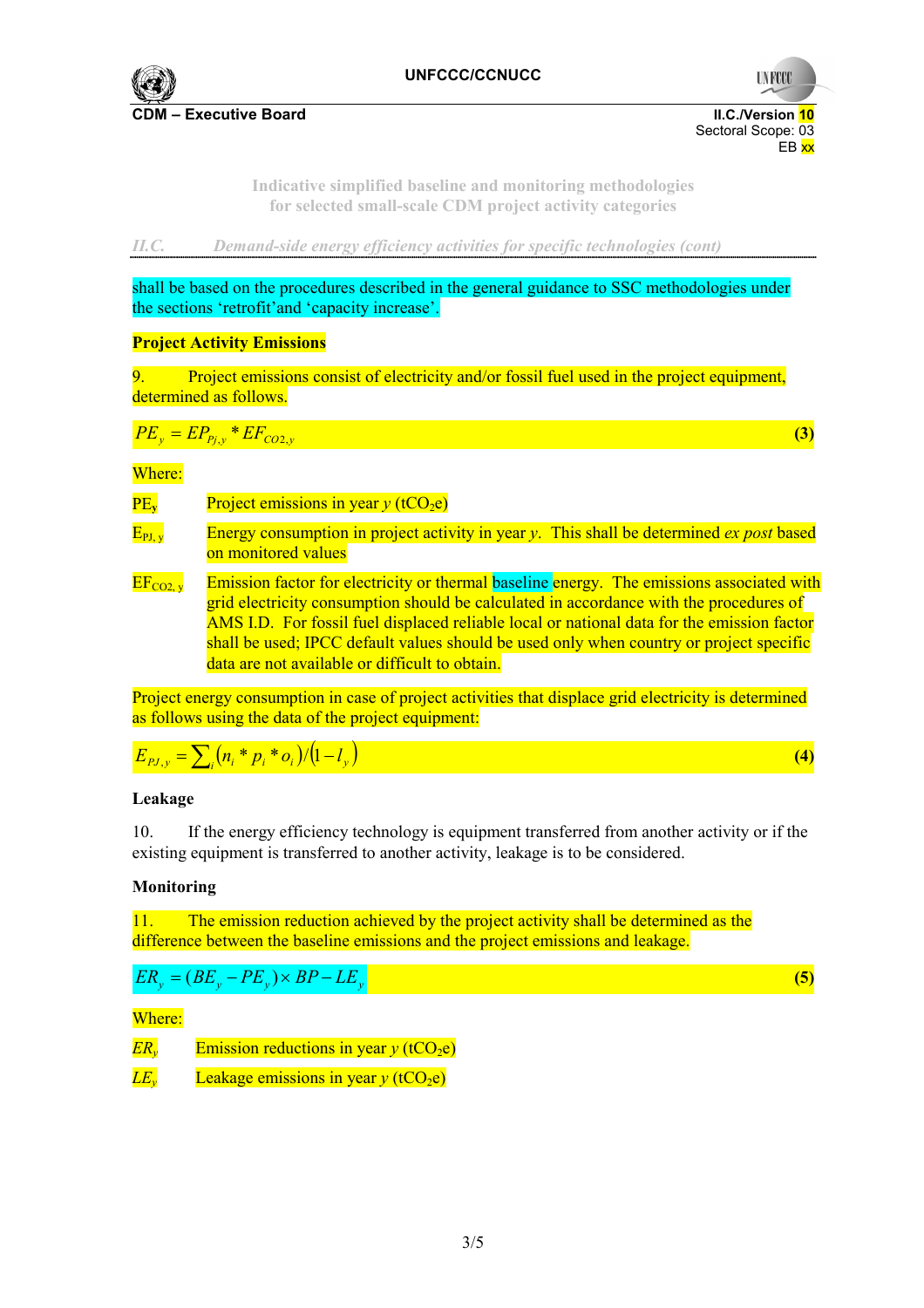shall be based on the procedures described in the general guidance to SSC methodologies under the sections 'retrofit'and 'capacity increase'.

**Project Activity Emissions**

9. Project emissions consist of electricity and/or fossil fuel used in the project equipment, determined as follows.

$$PE_y = EP_{Pj,y} * EF_{CO2,y} \quad (3)$$

Where:

$PE_y$ Project emissions in year *y* ($tCO_2e$)

$E_{PJ,y}$ Energy consumption in project activity in year *y*. This shall be determined *ex post* based on monitored values

$EF_{CO2,y}$ Emission factor for electricity or thermal baseline energy. The emissions associated with grid electricity consumption should be calculated in accordance with the procedures of AMS I.D. For fossil fuel displaced reliable local or national data for the emission factor shall be used; IPCC default values should be used only when country or project specific data are not available or difficult to obtain.

Project energy consumption in case of project activities that displace grid electricity is determined as follows using the data of the project equipment:

$$E_{PJ,y} = \sum_i (n_i * p_i * o_i)/(1 - l_y) \quad (4)$$

**Leakage**

10. If the energy efficiency technology is equipment transferred from another activity or if the existing equipment is transferred to another activity, leakage is to be considered.

**Monitoring**

11. The emission reduction achieved by the project activity shall be determined as the difference between the baseline emissions and the project emissions and leakage.

$$ER_y = (BE_y - PE_y) \times BP - LE_y \quad (5)$$

Where:

$ER_y$ Emission reductions in year *y* ($tCO_2e$)

$LE_y$ Leakage emissions in year *y* ($tCO_2e$)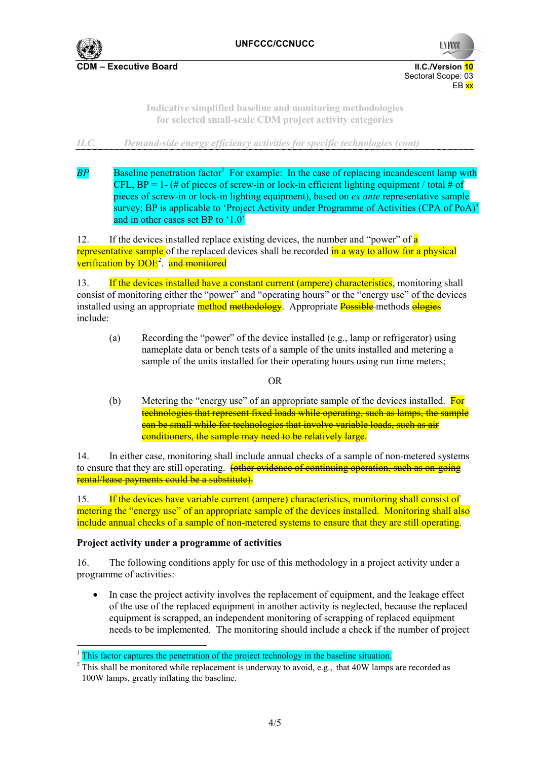*BP* Baseline penetration factor[1] For example: In the case of replacing incandescent lamp with CFL, BP = 1- (# of pieces of screw-in or lock-in efficient lighting equipment / total # of pieces of screw-in or lock-in lighting equipment), based on *ex ante* representative sample survey; BP is applicable to 'Project Activity under Programme of Activities (CPA of PoA)' and in other cases set BP to '1.0'

12. If the devices installed replace existing devices, the number and "power" of a representative sample of the replaced devices shall be recorded in a way to allow for a physical verification by DOE[2]. ~~and monitored~~

13. If the devices installed have a constant current (ampere) characteristics, monitoring shall consist of monitoring either the "power" and "operating hours" or the "energy use" of the devices installed using an appropriate method ~~methodology~~. Appropriate ~~Possible~~ methods ~~ologies~~ include:

(a) Recording the "power" of the device installed (e.g., lamp or refrigerator) using nameplate data or bench tests of a sample of the units installed and metering a sample of the units installed for their operating hours using run time meters;

OR

(b) Metering the "energy use" of an appropriate sample of the devices installed. ~~For technologies that represent fixed loads while operating, such as lamps, the sample can be small while for technologies that involve variable loads, such as air conditioners, the sample may need to be relatively large.~~

14. In either case, monitoring shall include annual checks of a sample of non-metered systems to ensure that they are still operating. ~~(other evidence of continuing operation, such as on-going rental/lease payments could be a substitute).~~

15. If the devices have variable current (ampere) characteristics, monitoring shall consist of metering the "energy use" of an appropriate sample of the devices installed. Monitoring shall also include annual checks of a sample of non-metered systems to ensure that they are still operating.

**Project activity under a programme of activities**

16. The following conditions apply for use of this methodology in a project activity under a programme of activities:

- In case the project activity involves the replacement of equipment, and the leakage effect of the use of the replaced equipment in another activity is neglected, because the replaced equipment is scrapped, an independent monitoring of scrapping of replaced equipment needs to be implemented. The monitoring should include a check if the number of project

---

[1] This factor captures the penetration of the project technology in the baseline situation.

[2] This shall be monitored while replacement is underway to avoid, e.g., that 40W lamps are recorded as 100W lamps, greatly inflating the baseline.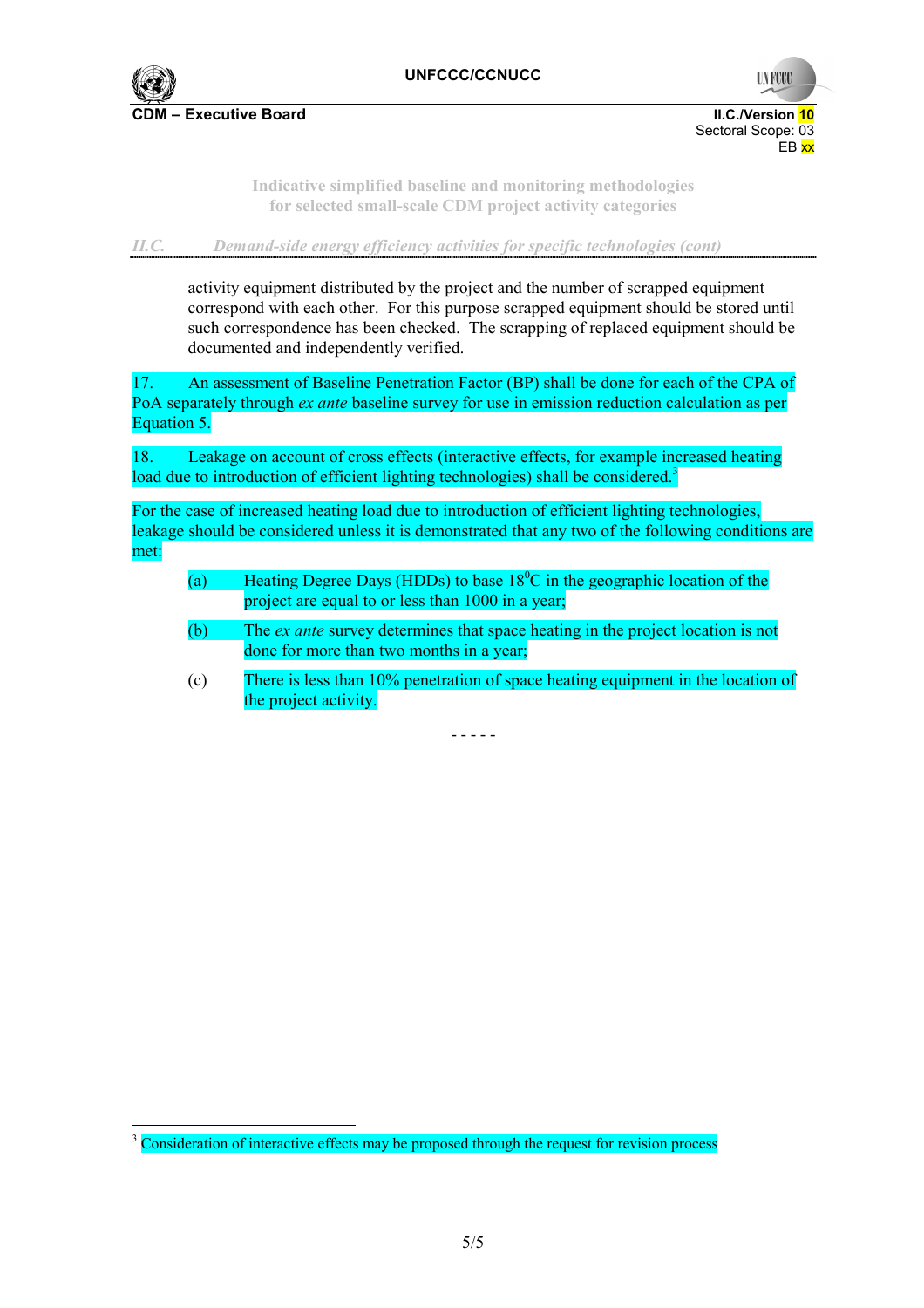activity equipment distributed by the project and the number of scrapped equipment correspond with each other. For this purpose scrapped equipment should be stored until such correspondence has been checked. The scrapping of replaced equipment should be documented and independently verified.

17. An assessment of Baseline Penetration Factor (BP) shall be done for each of the CPA of PoA separately through *ex ante* baseline survey for use in emission reduction calculation as per Equation 5.

18. Leakage on account of cross effects (interactive effects, for example increased heating load due to introduction of efficient lighting technologies) shall be considered.[3]

For the case of increased heating load due to introduction of efficient lighting technologies, leakage should be considered unless it is demonstrated that any two of the following conditions are met:

(a) Heating Degree Days (HDDs) to base $18^0$C in the geographic location of the project are equal to or less than 1000 in a year;

(b) The *ex ante* survey determines that space heating in the project location is not done for more than two months in a year;

(c) There is less than 10% penetration of space heating equipment in the location of the project activity.

- - - - -

[3] Consideration of interactive effects may be proposed through the request for revision process